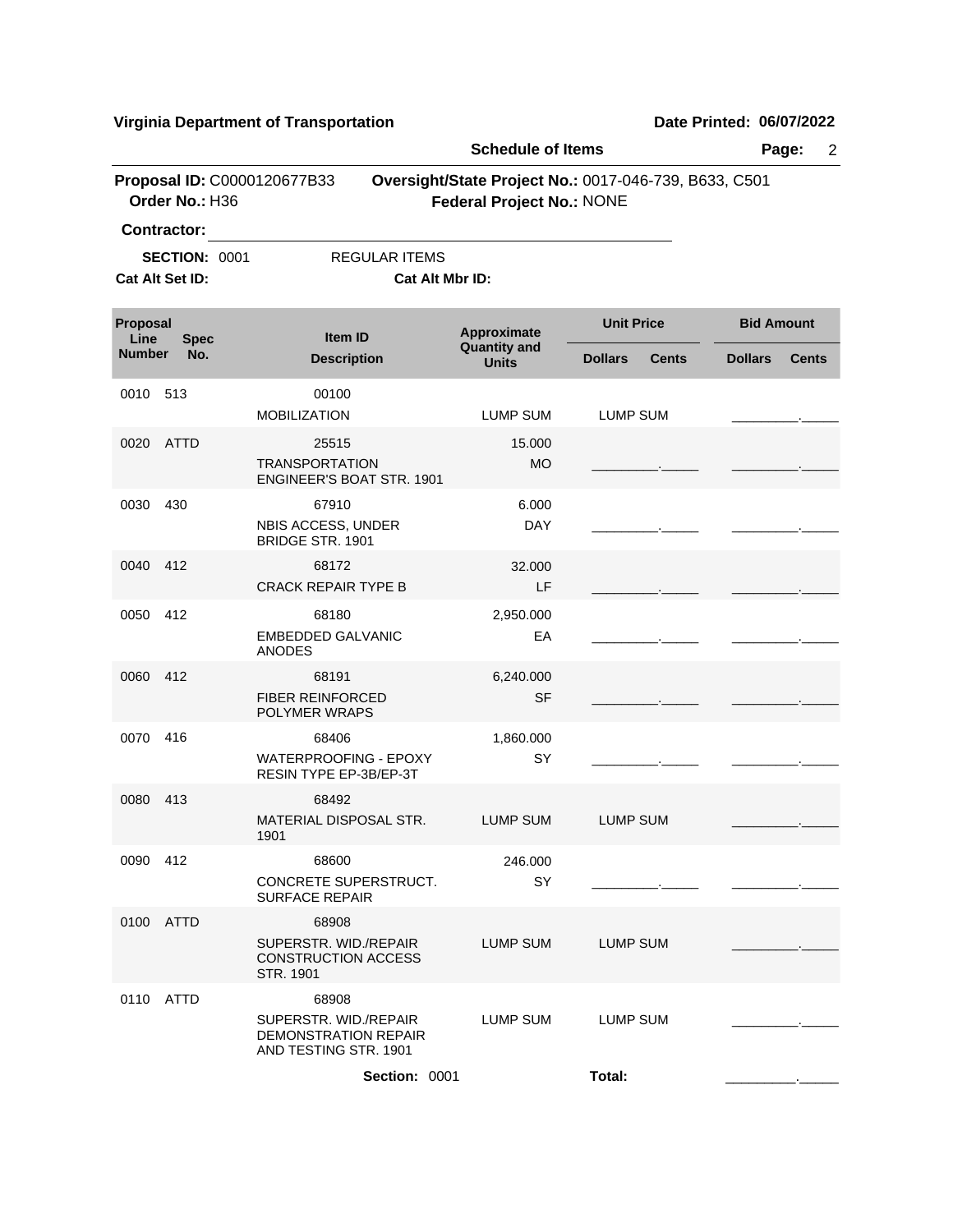**Virginia Department of Transportation** **Date Printed: 06/07/2022**

**Schedule of Items**

**Proposal ID:** C0000120677B33 **Oversight/State Project No.:** 0017-046-739, B633, C501
**Order No.:** H36 **Federal Project No.:** NONE

**Contractor:** ______________________________

**SECTION:** 0001 REGULAR ITEMS

**Cat Alt Set ID:** **Cat Alt Mbr ID:**

| Proposal Line Number | Spec No. | Item ID / Description | Approximate Quantity and Units | Unit Price | | Bid Amount | |
|---|---|---|---|---|---|---|---|
| | | | | Dollars | Cents | Dollars | Cents |
| 0010 | 513 | 00100 MOBILIZATION | LUMP SUM | LUMP SUM | | _________ | _____ |
| 0020 | ATTD | 25515 TRANSPORTATION ENGINEER'S BOAT STR. 1901 | 15.000 MO | _________ | _____ | _________ | _____ |
| 0030 | 430 | 67910 NBIS ACCESS, UNDER BRIDGE STR. 1901 | 6.000 DAY | _________ | _____ | _________ | _____ |
| 0040 | 412 | 68172 CRACK REPAIR TYPE B | 32.000 LF | _________ | _____ | _________ | _____ |
| 0050 | 412 | 68180 EMBEDDED GALVANIC ANODES | 2,950.000 EA | _________ | _____ | _________ | _____ |
| 0060 | 412 | 68191 FIBER REINFORCED POLYMER WRAPS | 6,240.000 SF | _________ | _____ | _________ | _____ |
| 0070 | 416 | 68406 WATERPROOFING - EPOXY RESIN TYPE EP-3B/EP-3T | 1,860.000 SY | _________ | _____ | _________ | _____ |
| 0080 | 413 | 68492 MATERIAL DISPOSAL STR. 1901 | LUMP SUM | LUMP SUM | | _________ | _____ |
| 0090 | 412 | 68600 CONCRETE SUPERSTRUCT. SURFACE REPAIR | 246.000 SY | _________ | _____ | _________ | _____ |
| 0100 | ATTD | 68908 SUPERSTR. WID./REPAIR CONSTRUCTION ACCESS STR. 1901 | LUMP SUM | LUMP SUM | | _________ | _____ |
| 0110 | ATTD | 68908 SUPERSTR. WID./REPAIR DEMONSTRATION REPAIR AND TESTING STR. 1901 | LUMP SUM | LUMP SUM | | _________ | _____ |
| | | **Section:** 0001 | | **Total:** | | _________ | _____ |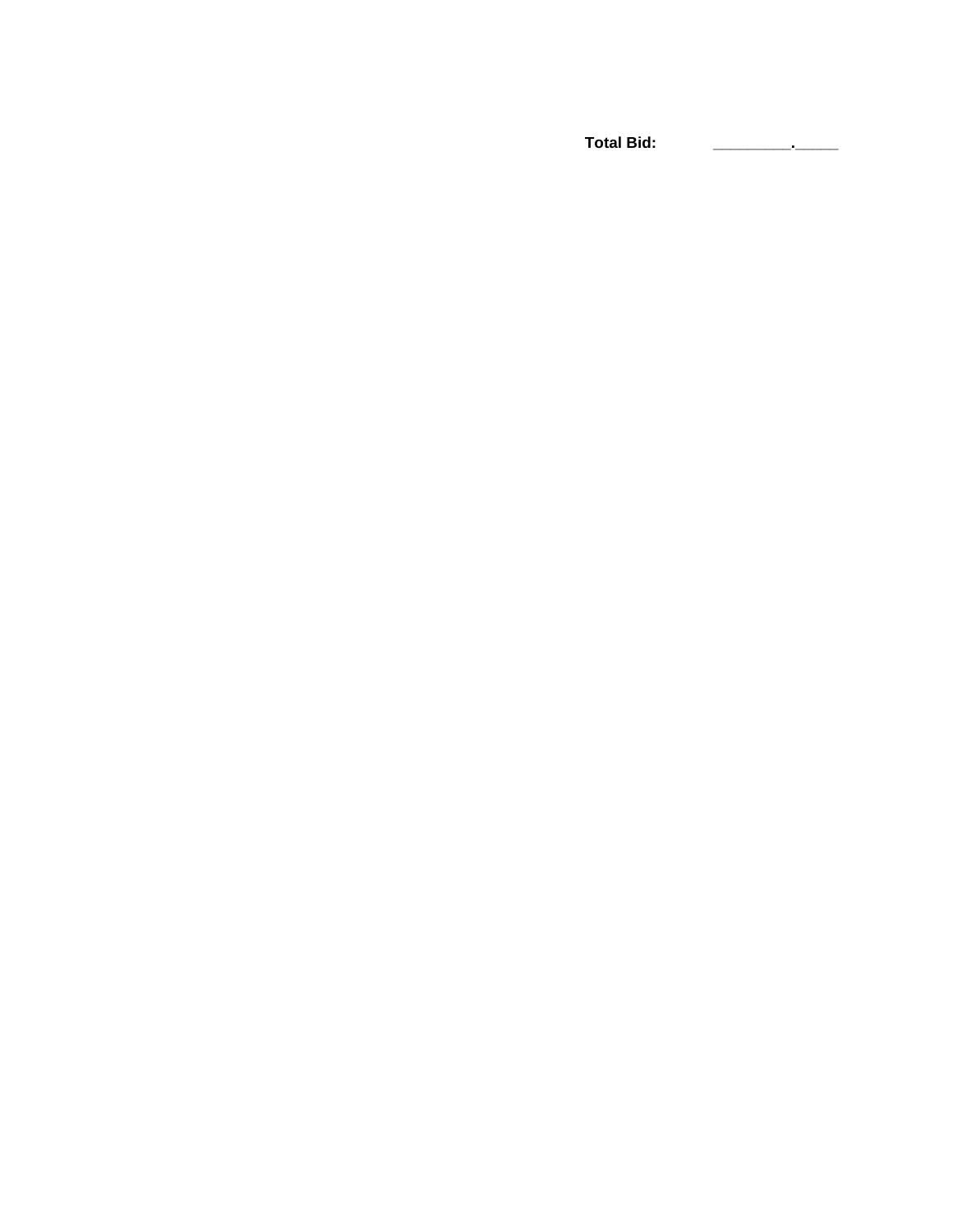**Total Bid:** ________._____